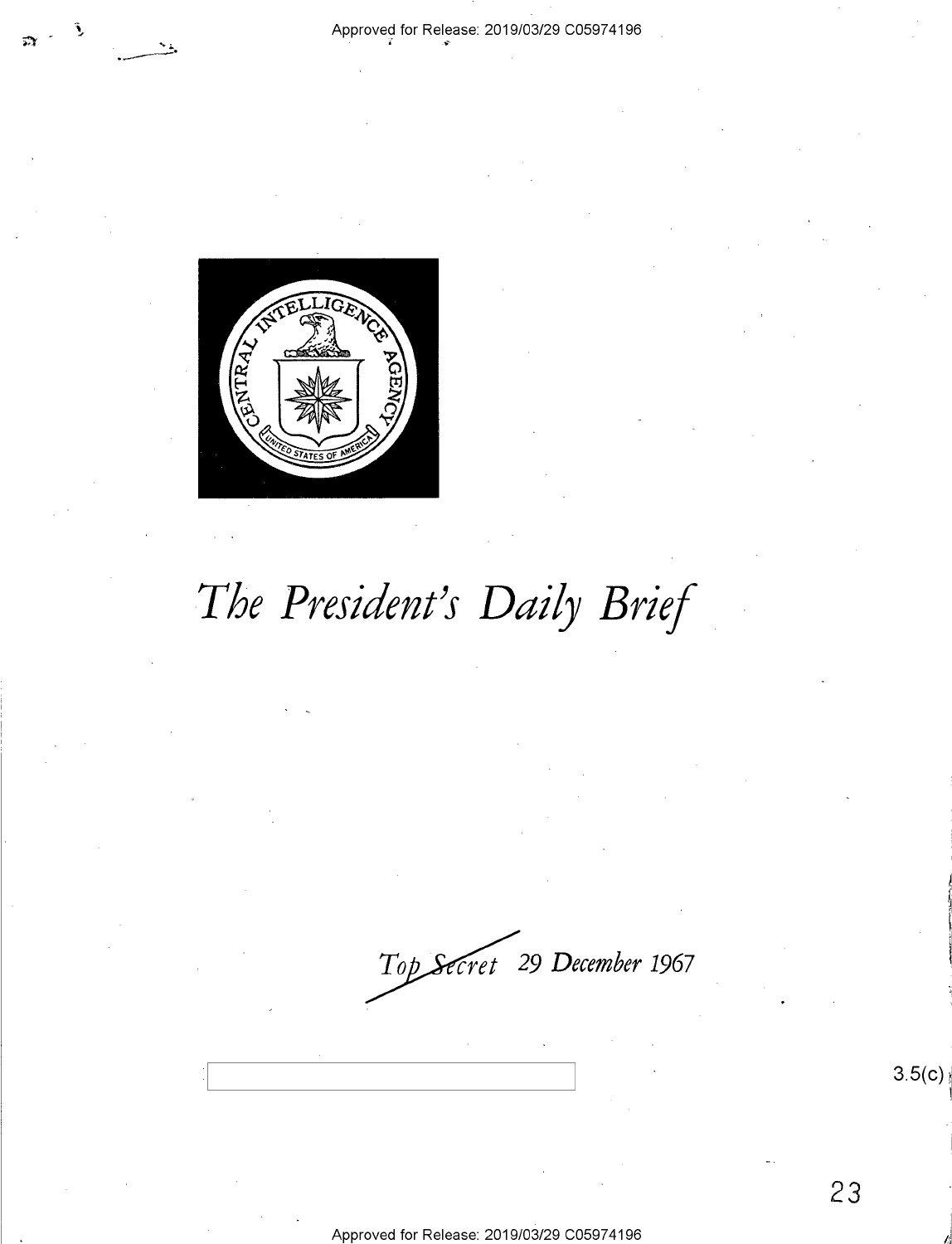# The President's Daily Brief

Top Secret 29 December 1967

3.5(c)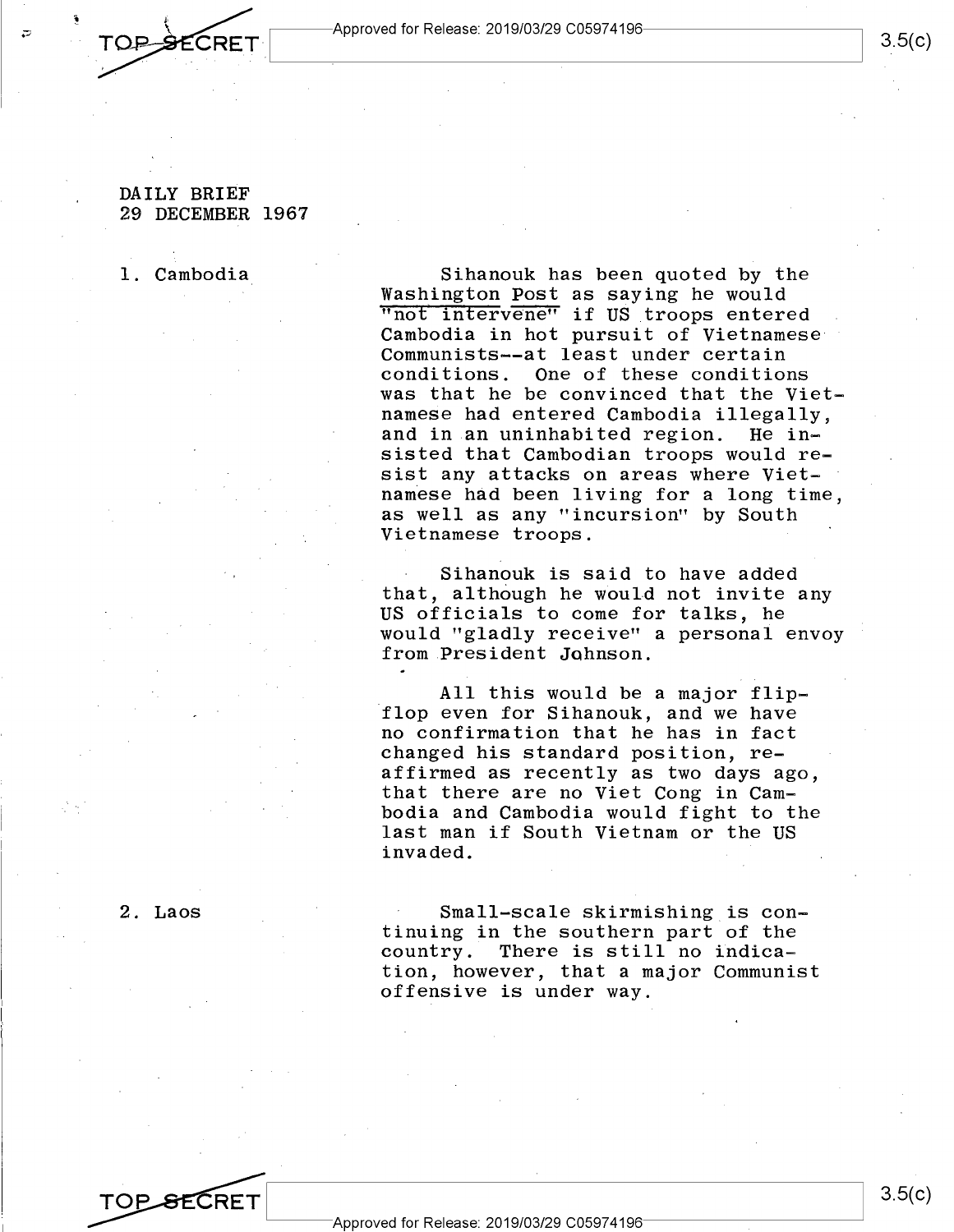DAILY BRIEF
29 DECEMBER 1967

1. Cambodia

Sihanouk has been quoted by the Washington Post as saying he would "not intervene" if US troops entered Cambodia in hot pursuit of Vietnamese Communists--at least under certain conditions. One of these conditions was that he be convinced that the Vietnamese had entered Cambodia illegally, and in an uninhabited region. He insisted that Cambodian troops would resist any attacks on areas where Vietnamese had been living for a long time, as well as any "incursion" by South Vietnamese troops.

Sihanouk is said to have added that, although he would not invite any US officials to come for talks, he would "gladly receive" a personal envoy from President Johnson.

All this would be a major flip-flop even for Sihanouk, and we have no confirmation that he has in fact changed his standard position, reaffirmed as recently as two days ago, that there are no Viet Cong in Cambodia and Cambodia would fight to the last man if South Vietnam or the US invaded.

2. Laos

Small-scale skirmishing is continuing in the southern part of the country. There is still no indication, however, that a major Communist offensive is under way.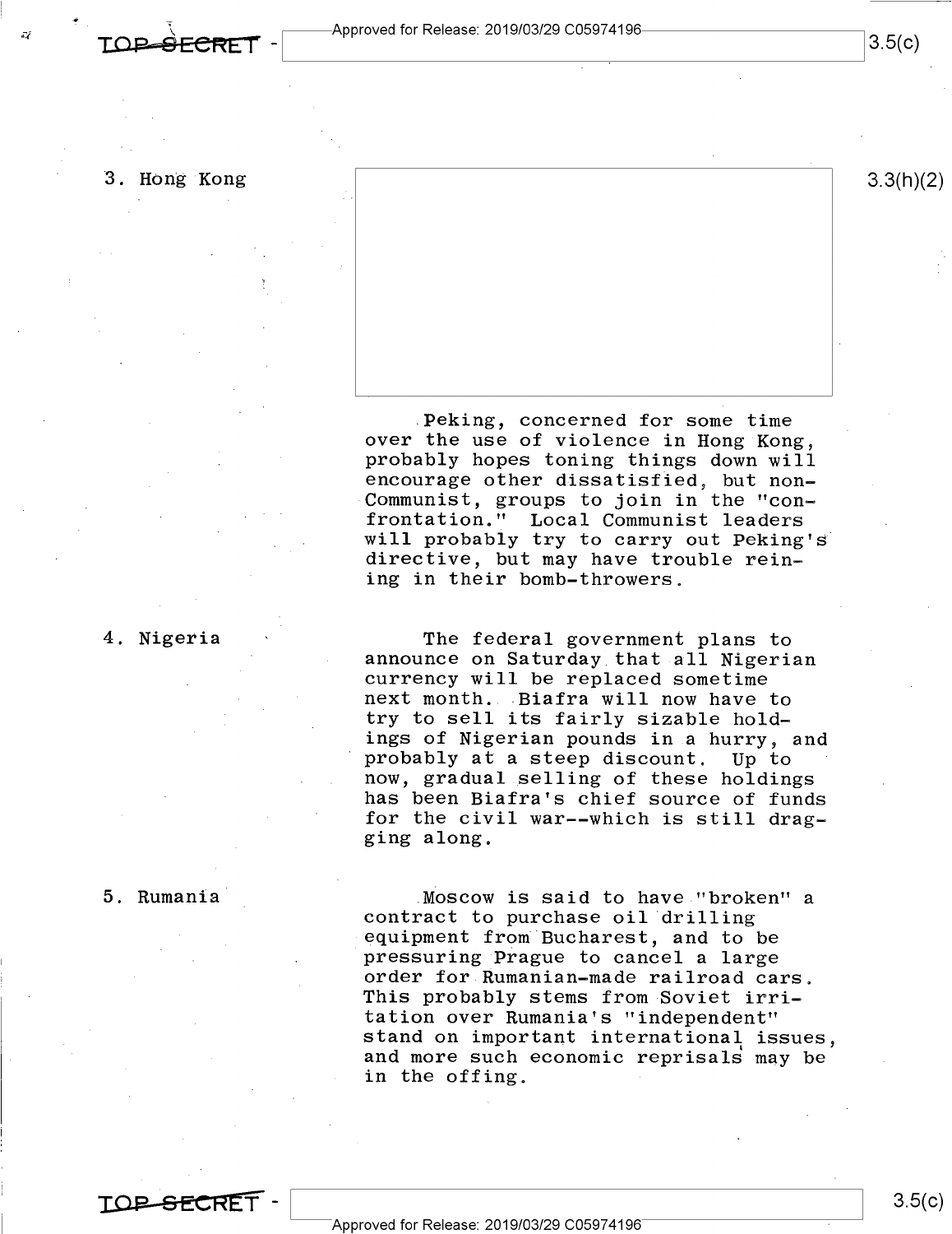3. Hong Kong

Peking, concerned for some time over the use of violence in Hong Kong, probably hopes toning things down will encourage other dissatisfied, but non-Communist, groups to join in the "confrontation." Local Communist leaders will probably try to carry out Peking's directive, but may have trouble reining in their bomb-throwers.

4. Nigeria

The federal government plans to announce on Saturday that all Nigerian currency will be replaced sometime next month. Biafra will now have to try to sell its fairly sizable holdings of Nigerian pounds in a hurry, and probably at a steep discount. Up to now, gradual selling of these holdings has been Biafra's chief source of funds for the civil war--which is still dragging along.

5. Rumania

Moscow is said to have "broken" a contract to purchase oil drilling equipment from Bucharest, and to be pressuring Prague to cancel a large order for Rumanian-made railroad cars. This probably stems from Soviet irritation over Rumania's "independent" stand on important international issues, and more such economic reprisals may be in the offing.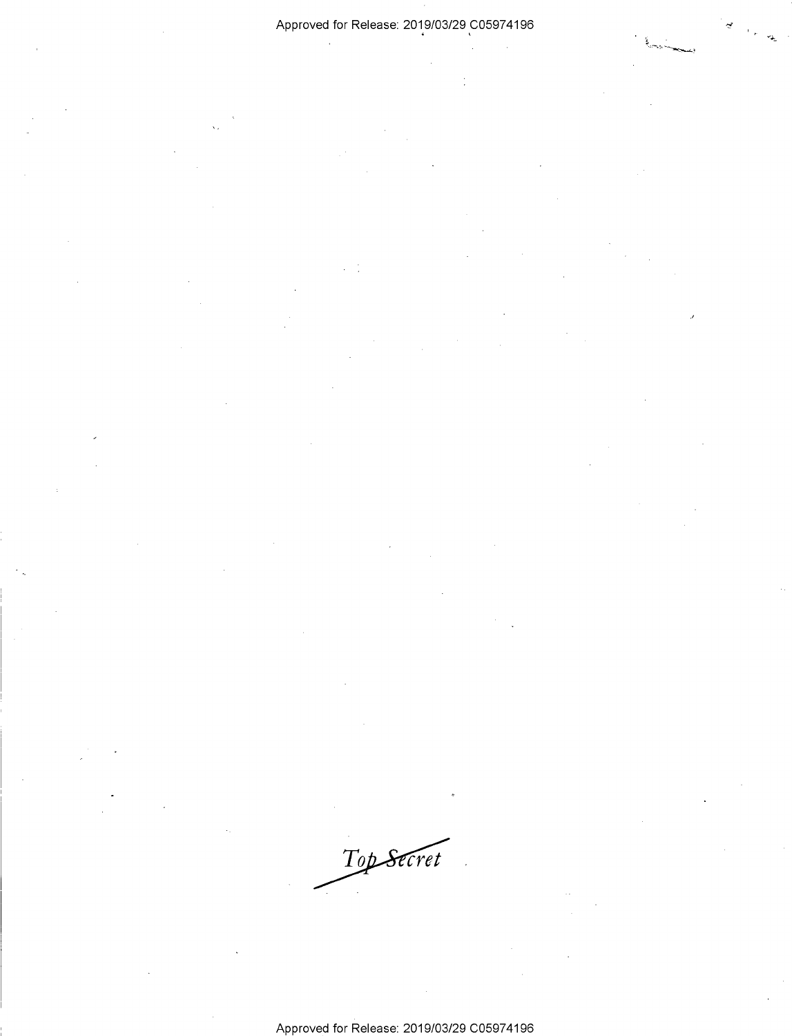Top Secret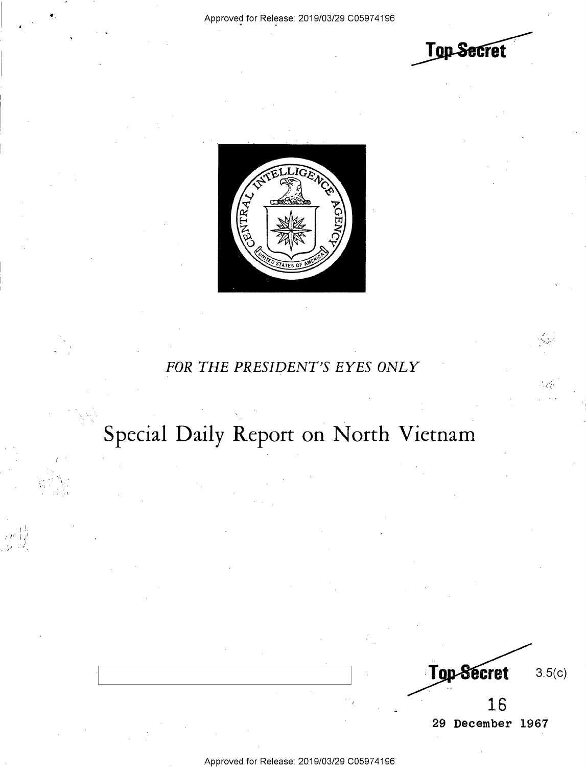Top Secret

FOR THE PRESIDENT'S EYES ONLY

# Special Daily Report on North Vietnam

Top Secret 3.5(c)

16

29 December 1967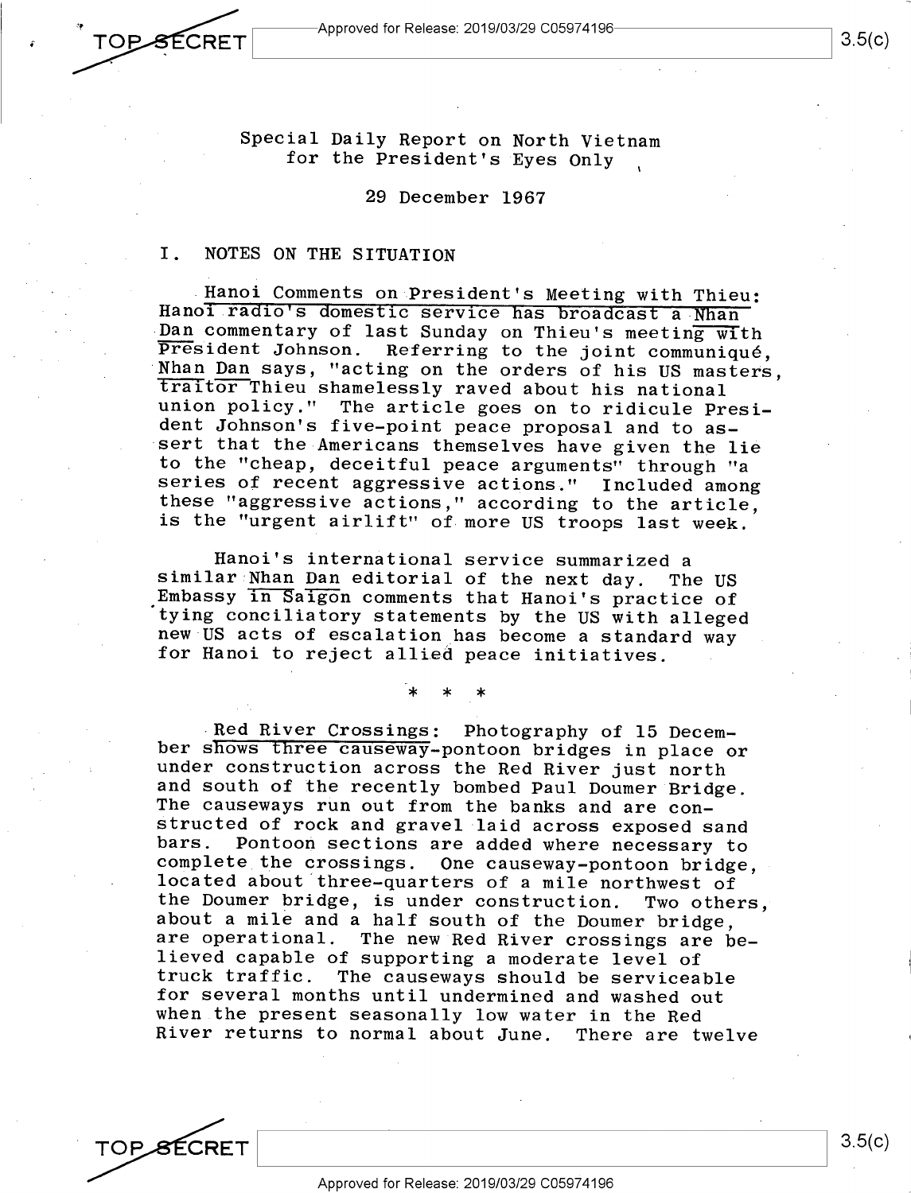Special Daily Report on North Vietnam
for the President's Eyes Only

29 December 1967

## I. NOTES ON THE SITUATION

Hanoi Comments on President's Meeting with Thieu: Hanoi radio's domestic service has broadcast a Nhan Dan commentary of last Sunday on Thieu's meeting with President Johnson. Referring to the joint communiqué, Nhan Dan says, "acting on the orders of his US masters, traitor Thieu shamelessly raved about his national union policy." The article goes on to ridicule President Johnson's five-point peace proposal and to assert that the Americans themselves have given the lie to the "cheap, deceitful peace arguments" through "a series of recent aggressive actions." Included among these "aggressive actions," according to the article, is the "urgent airlift" of more US troops last week.

Hanoi's international service summarized a similar Nhan Dan editorial of the next day. The US Embassy in Saigon comments that Hanoi's practice of tying conciliatory statements by the US with alleged new US acts of escalation has become a standard way for Hanoi to reject allied peace initiatives.

\* \* \*

Red River Crossings: Photography of 15 December shows three causeway-pontoon bridges in place or under construction across the Red River just north and south of the recently bombed Paul Doumer Bridge. The causeways run out from the banks and are constructed of rock and gravel laid across exposed sand bars. Pontoon sections are added where necessary to complete the crossings. One causeway-pontoon bridge, located about three-quarters of a mile northwest of the Doumer bridge, is under construction. Two others, about a mile and a half south of the Doumer bridge, are operational. The new Red River crossings are believed capable of supporting a moderate level of truck traffic. The causeways should be serviceable for several months until undermined and washed out when the present seasonally low water in the Red River returns to normal about June. There are twelve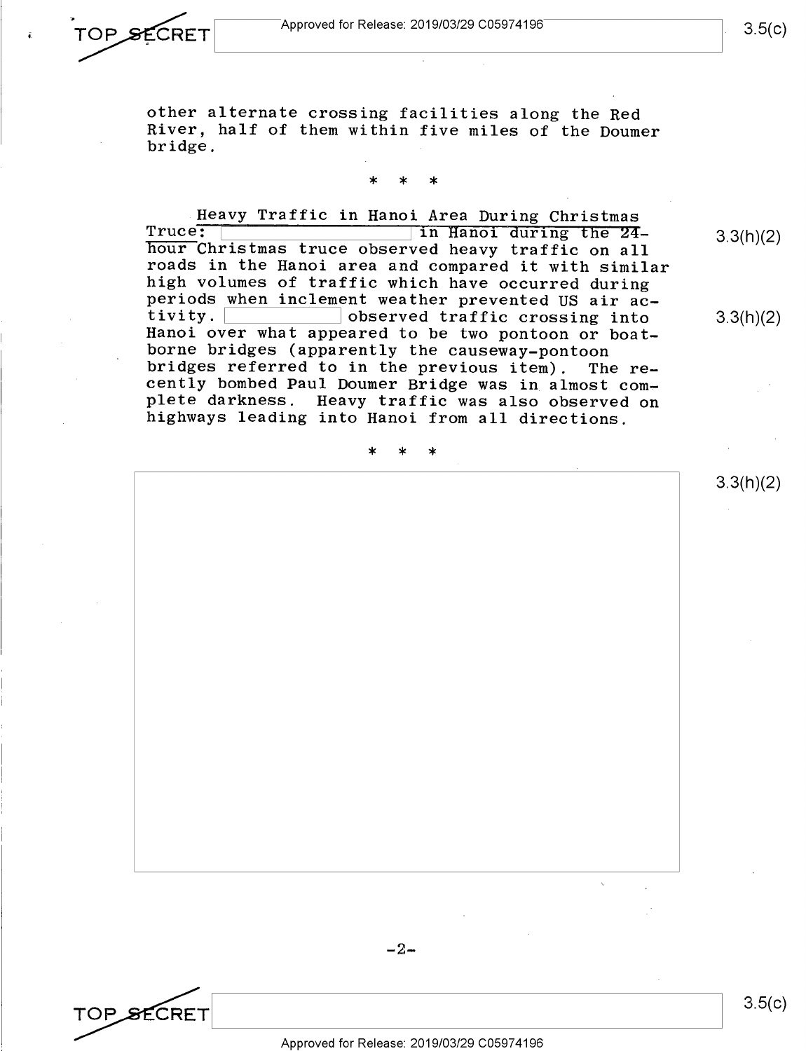other alternate crossing facilities along the Red River, half of them within five miles of the Doumer bridge.

* * *

Heavy Traffic in Hanoi Area During Christmas Truce: [redacted] in Hanoi during the 24-hour Christmas truce observed heavy traffic on all roads in the Hanoi area and compared it with similar high volumes of traffic which have occurred during periods when inclement weather prevented US air activity. [redacted] observed traffic crossing into Hanoi over what appeared to be two pontoon or boat-borne bridges (apparently the causeway-pontoon bridges referred to in the previous item). The recently bombed Paul Doumer Bridge was in almost complete darkness. Heavy traffic was also observed on highways leading into Hanoi from all directions.

* * *

[redacted]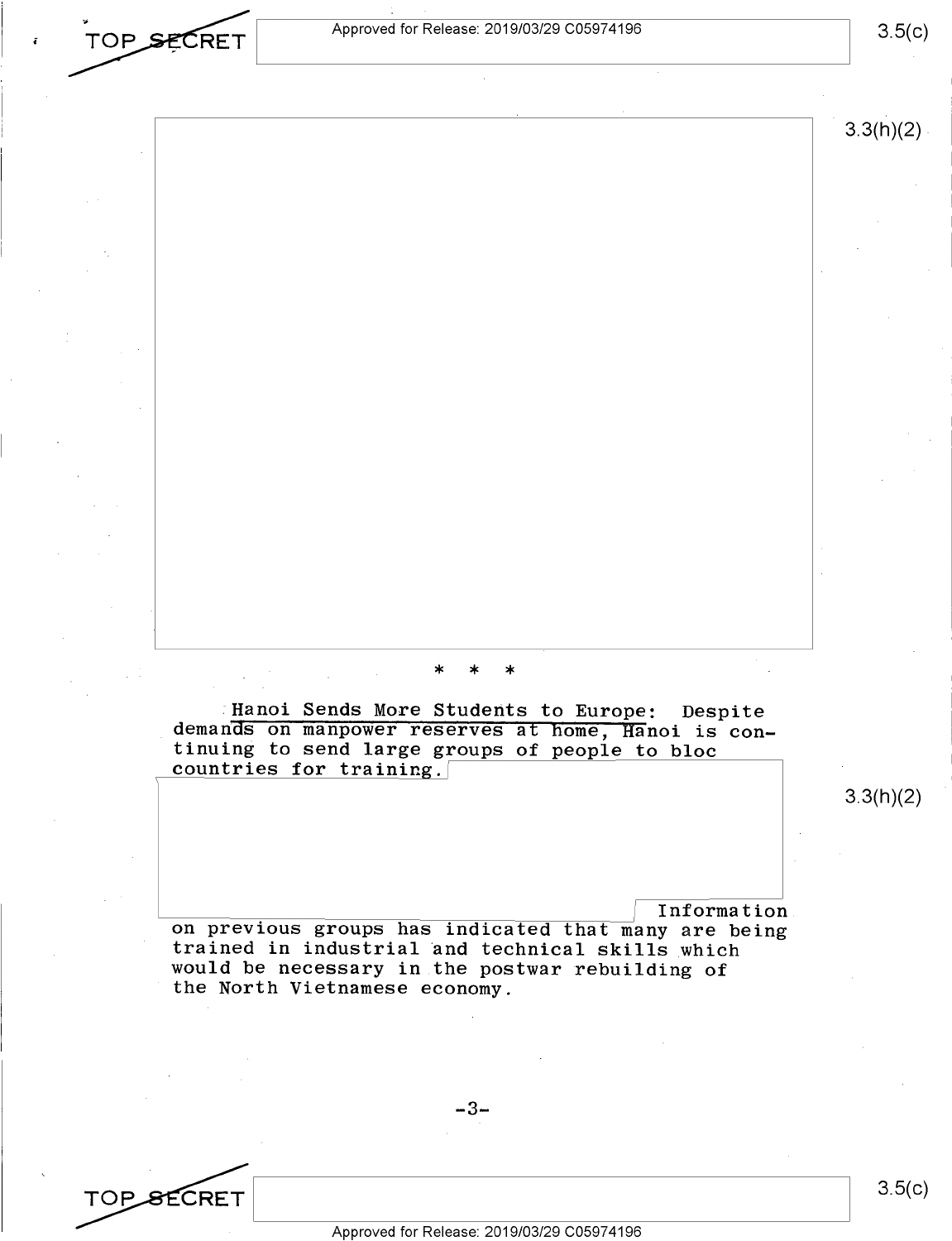\* \* \*

<u>Hanoi Sends More Students to Europe</u>: Despite demands on manpower reserves at home, Hanoi is continuing to send large groups of people to bloc countries for training.

Information on previous groups has indicated that many are being trained in industrial and technical skills which would be necessary in the postwar rebuilding of the North Vietnamese economy.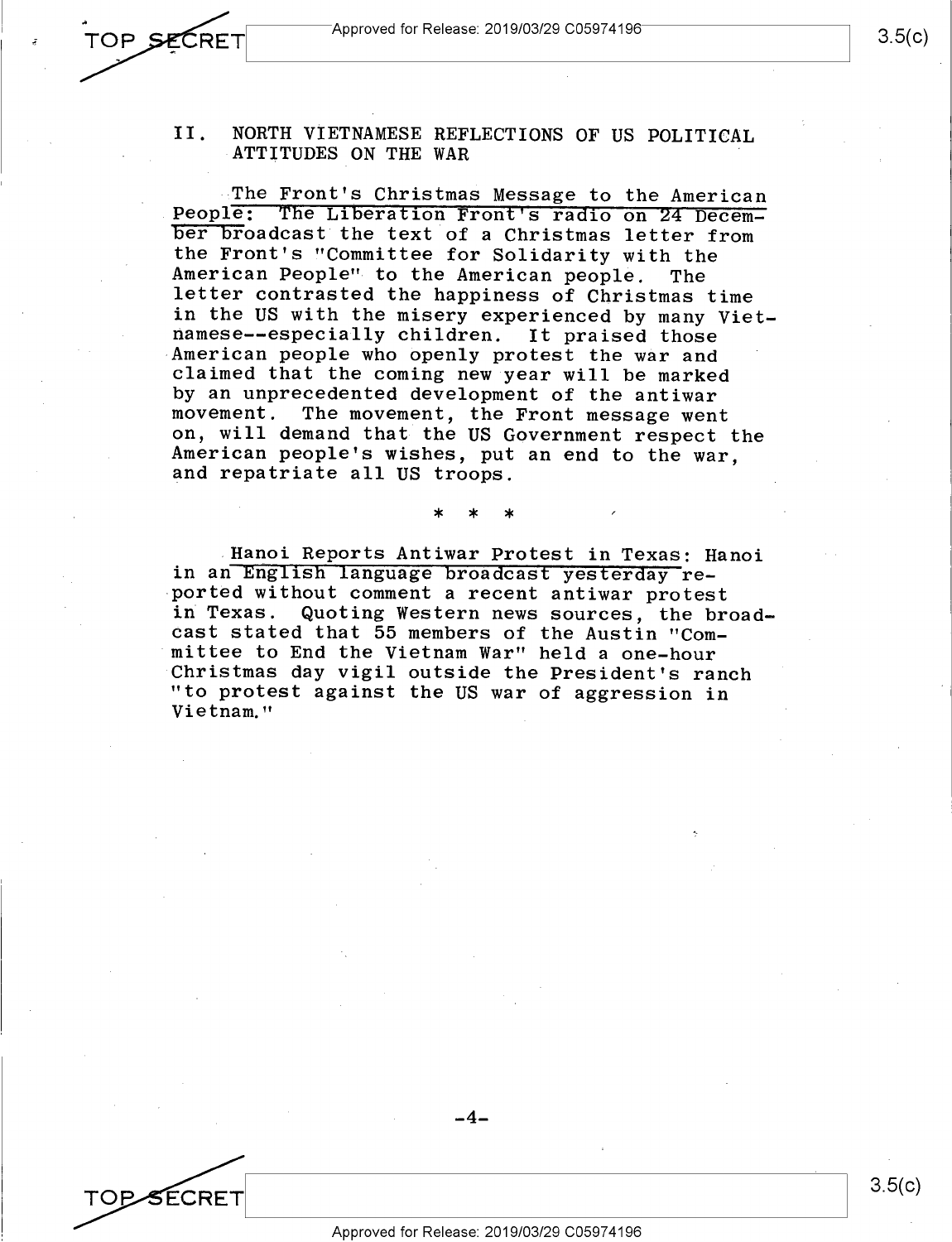## II. NORTH VIETNAMESE REFLECTIONS OF US POLITICAL ATTITUDES ON THE WAR

The Front's Christmas Message to the American People: The Liberation Front's radio on 24 December broadcast the text of a Christmas letter from the Front's "Committee for Solidarity with the American People" to the American people. The letter contrasted the happiness of Christmas time in the US with the misery experienced by many Vietnamese--especially children. It praised those American people who openly protest the war and claimed that the coming new year will be marked by an unprecedented development of the antiwar movement. The movement, the Front message went on, will demand that the US Government respect the American people's wishes, put an end to the war, and repatriate all US troops.

\* \* \*

Hanoi Reports Antiwar Protest in Texas: Hanoi in an English language broadcast yesterday reported without comment a recent antiwar protest in Texas. Quoting Western news sources, the broadcast stated that 55 members of the Austin "Committee to End the Vietnam War" held a one-hour Christmas day vigil outside the President's ranch "to protest against the US war of aggression in Vietnam."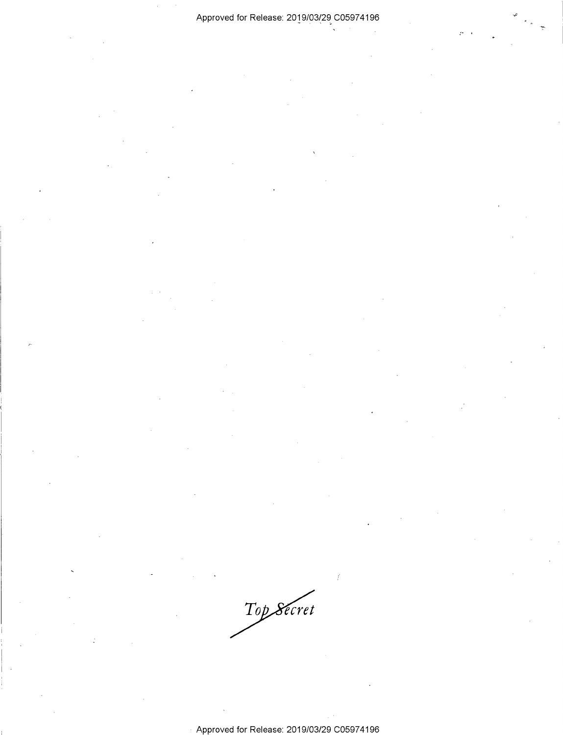Top Secret